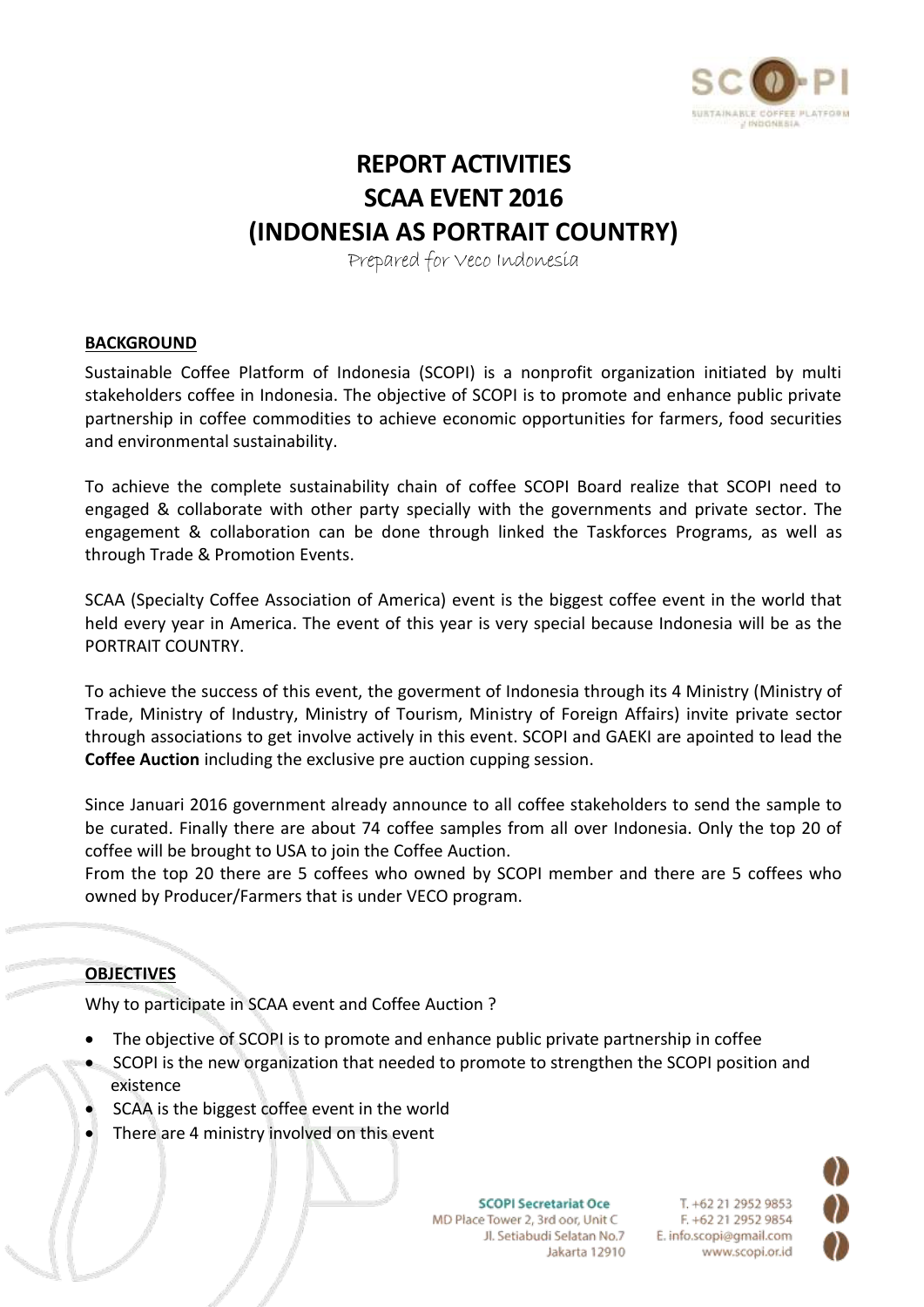# REPORT ACTIVITIES
# SCAA EVENT 2016
# (INDONESIA AS PORTRAIT COUNTRY)

Prepared for Veco Indonesia

**BACKGROUND**

Sustainable Coffee Platform of Indonesia (SCOPI) is a nonprofit organization initiated by multi stakeholders coffee in Indonesia. The objective of SCOPI is to promote and enhance public private partnership in coffee commodities to achieve economic opportunities for farmers, food securities and environmental sustainability.

To achieve the complete sustainability chain of coffee SCOPI Board realize that SCOPI need to engaged & collaborate with other party specially with the governments and private sector. The engagement & collaboration can be done through linked the Taskforces Programs, as well as through Trade & Promotion Events.

SCAA (Specialty Coffee Association of America) event is the biggest coffee event in the world that held every year in America. The event of this year is very special because Indonesia will be as the PORTRAIT COUNTRY.

To achieve the success of this event, the goverment of Indonesia through its 4 Ministry (Ministry of Trade, Ministry of Industry, Ministry of Tourism, Ministry of Foreign Affairs) invite private sector through associations to get involve actively in this event. SCOPI and GAEKI are apointed to lead the **Coffee Auction** including the exclusive pre auction cupping session.

Since Januari 2016 government already announce to all coffee stakeholders to send the sample to be curated. Finally there are about 74 coffee samples from all over Indonesia. Only the top 20 of coffee will be brought to USA to join the Coffee Auction.

From the top 20 there are 5 coffees who owned by SCOPI member and there are 5 coffees who owned by Producer/Farmers that is under VECO program.

**OBJECTIVES**

Why to participate in SCAA event and Coffee Auction ?

- The objective of SCOPI is to promote and enhance public private partnership in coffee
- SCOPI is the new organization that needed to promote to strengthen the SCOPI position and existence
- SCAA is the biggest coffee event in the world
- There are 4 ministry involved on this event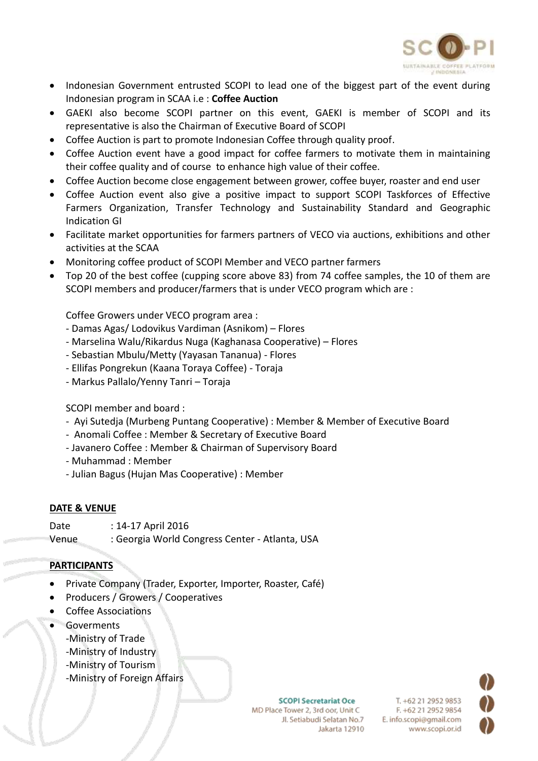- Indonesian Government entrusted SCOPI to lead one of the biggest part of the event during Indonesian program in SCAA i.e : **Coffee Auction**
- GAEKI also become SCOPI partner on this event, GAEKI is member of SCOPI and its representative is also the Chairman of Executive Board of SCOPI
- Coffee Auction is part to promote Indonesian Coffee through quality proof.
- Coffee Auction event have a good impact for coffee farmers to motivate them in maintaining their coffee quality and of course to enhance high value of their coffee.
- Coffee Auction become close engagement between grower, coffee buyer, roaster and end user
- Coffee Auction event also give a positive impact to support SCOPI Taskforces of Effective Farmers Organization, Transfer Technology and Sustainability Standard and Geographic Indication GI
- Facilitate market opportunities for farmers partners of VECO via auctions, exhibitions and other activities at the SCAA
- Monitoring coffee product of SCOPI Member and VECO partner farmers
- Top 20 of the best coffee (cupping score above 83) from 74 coffee samples, the 10 of them are SCOPI members and producer/farmers that is under VECO program which are :

  Coffee Growers under VECO program area :
  - Damas Agas/ Lodovikus Vardiman (Asnikom) – Flores
  - Marselina Walu/Rikardus Nuga (Kaghanasa Cooperative) – Flores
  - Sebastian Mbulu/Metty (Yayasan Tananua) - Flores
  - Ellifas Pongrekun (Kaana Toraya Coffee) - Toraja
  - Markus Pallalo/Yenny Tanri – Toraja

  SCOPI member and board :
  - Ayi Sutedja (Murbeng Puntang Cooperative) : Member & Member of Executive Board
  - Anomali Coffee : Member & Secretary of Executive Board
  - Javanero Coffee : Member & Chairman of Supervisory Board
  - Muhammad : Member
  - Julian Bagus (Hujan Mas Cooperative) : Member

## DATE & VENUE

Date : 14-17 April 2016
Venue : Georgia World Congress Center - Atlanta, USA

## PARTICIPANTS

- Private Company (Trader, Exporter, Importer, Roaster, Café)
- Producers / Growers / Cooperatives
- Coffee Associations
- Goverments
  -Ministry of Trade
  -Ministry of Industry
  -Ministry of Tourism
  -Ministry of Foreign Affairs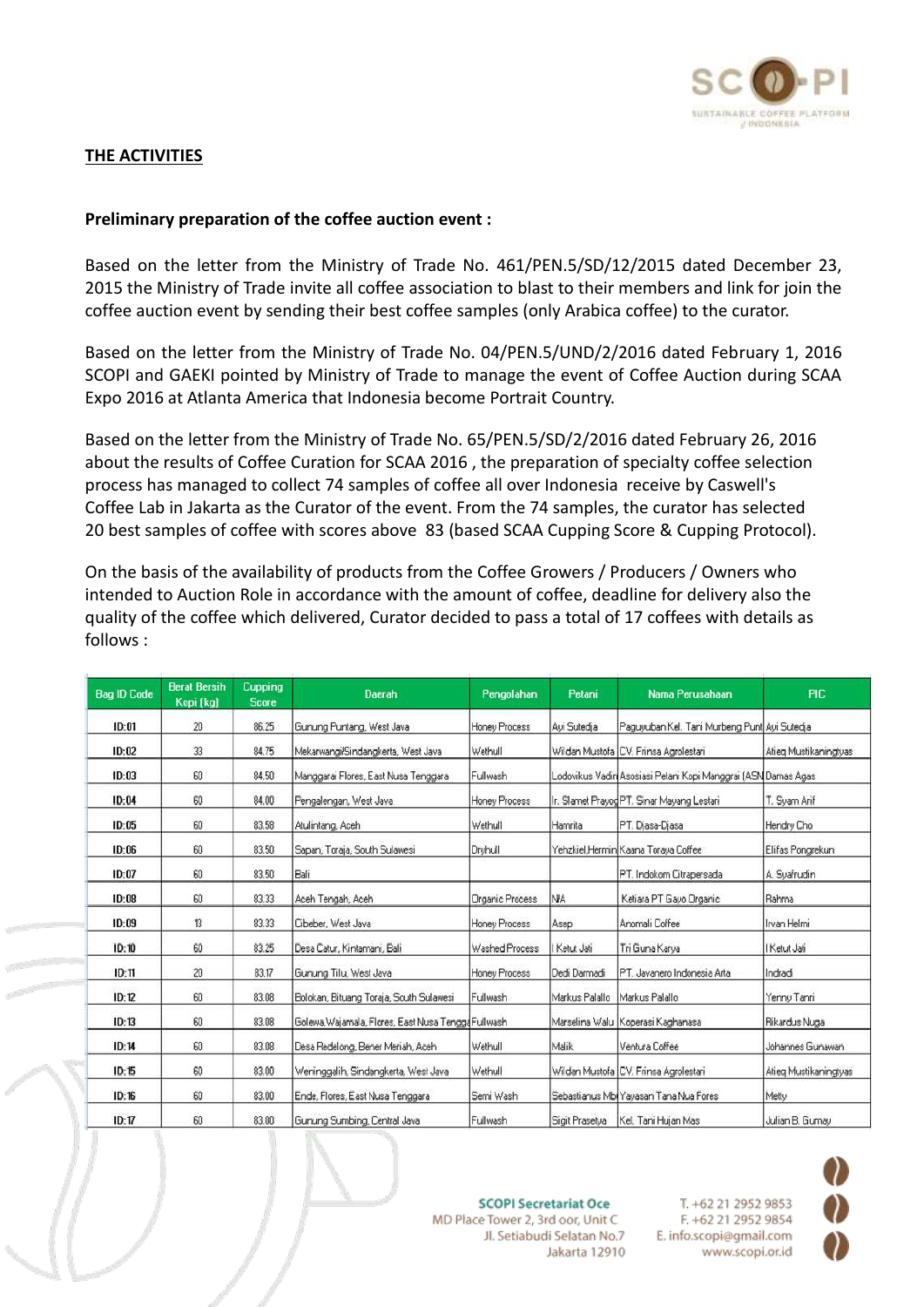## THE ACTIVITIES

**Preliminary preparation of the coffee auction event :**

Based on the letter from the Ministry of Trade No. 461/PEN.5/SD/12/2015 dated December 23, 2015 the Ministry of Trade invite all coffee association to blast to their members and link for join the coffee auction event by sending their best coffee samples (only Arabica coffee) to the curator.

Based on the letter from the Ministry of Trade No. 04/PEN.5/UND/2/2016 dated February 1, 2016 SCOPI and GAEKI pointed by Ministry of Trade to manage the event of Coffee Auction during SCAA Expo 2016 at Atlanta America that Indonesia become Portrait Country.

Based on the letter from the Ministry of Trade No. 65/PEN.5/SD/2/2016 dated February 26, 2016 about the results of Coffee Curation for SCAA 2016 , the preparation of specialty coffee selection process has managed to collect 74 samples of coffee all over Indonesia receive by Caswell's Coffee Lab in Jakarta as the Curator of the event. From the 74 samples, the curator has selected 20 best samples of coffee with scores above 83 (based SCAA Cupping Score & Cupping Protocol).

On the basis of the availability of products from the Coffee Growers / Producers / Owners who intended to Auction Role in accordance with the amount of coffee, deadline for delivery also the quality of the coffee which delivered, Curator decided to pass a total of 17 coffees with details as follows :

| Bag ID Code | Berat Bersih Kopi (kg) | Cupping Score | Daerah | Pengolahan | Petani | Nama Perusahaan | PIC |
|---|---|---|---|---|---|---|---|
| ID:01 | 20 | 86.25 | Gunung Puntang, West Java | Honey Process | Ayi Sutedja | Paguyuban Kel. Tani Murbeng Punt | Ayi Sutedja |
| ID:02 | 33 | 84.75 | Mekarwangi/Sindangkerta, West Java | Wethull | Wildan Mustofa | CV. Frinsa Agrolestari | Atieq Mustikaningtyas |
| ID:03 | 60 | 84.50 | Manggarai Flores, East Nusa Tenggara | Fullwash | Lodovikus Vadir | Asosiasi Petani Kopi Manggrai (ASN | Damas Agas |
| ID:04 | 60 | 84.00 | Pengalengan, West Java | Honey Process | Ir. Slamet Prayog | PT. Sinar Mayang Lestari | T. Syam Arif |
| ID:05 | 60 | 83.58 | Atulintang, Aceh | Wethull | Hamrita | PT. Djasa-Djasa | Hendry Cho |
| ID:06 | 60 | 83.50 | Sapan, Toraja, South Sulawesi | Dryhull | Yehzkiel Hermin | Kaana Toraya Coffee | Elifas Pongrekun |
| ID:07 | 60 | 83.50 | Bali | | | PT. Indokom Citrapersada | A. Syafrudin |
| ID:08 | 60 | 83.33 | Aceh Tengah, Aceh | Organic Process | N/A | Ketiara PT Gayo Organic | Rahma |
| ID:09 | 13 | 83.33 | Cibeber, West Java | Honey Process | Asep | Anomali Coffee | Irvan Helmi |
| ID:10 | 60 | 83.25 | Desa Catur, Kintamani, Bali | Washed Process | I Ketut Jati | Tri Guna Karya | I Ketut Jati |
| ID:11 | 20 | 83.17 | Gunung Tilu, West Java | Honey Process | Dedi Darmadi | PT. Javanero Indonesia Arta | Indradi |
| ID:12 | 60 | 83.08 | Bolokan, Bituang Toraja, South Sulawesi | Fullwash | Markus Palallo | Markus Palallo | Yenny Tanri |
| ID:13 | 60 | 83.08 | Golewa,Wajamala, Flores, East Nusa Tengga | Fullwash | Marselina Walu | Koperasi Kaghanasa | Rikardus Nuga |
| ID:14 | 60 | 83.08 | Desa Redelong, Bener Meriah, Aceh | Wethull | Malik | Ventura Coffee | Johannes Gunawan |
| ID:15 | 60 | 83.00 | Weninggalih, Sindangkerta, West Java | Wethull | Wildan Mustofa | CV. Frinsa Agrolestari | Atieq Mustikaningtyas |
| ID:16 | 60 | 83.00 | Ende, Flores, East Nusa Tenggara | Semi Wash | Sebastianus Mb | Yayasan Tana Nua Fores | Mety |
| ID:17 | 60 | 83.00 | Gunung Sumbing, Central Java | Fullwash | Sigit Prasetya | Kel. Tani Hujan Mas | Julian B. Gumay |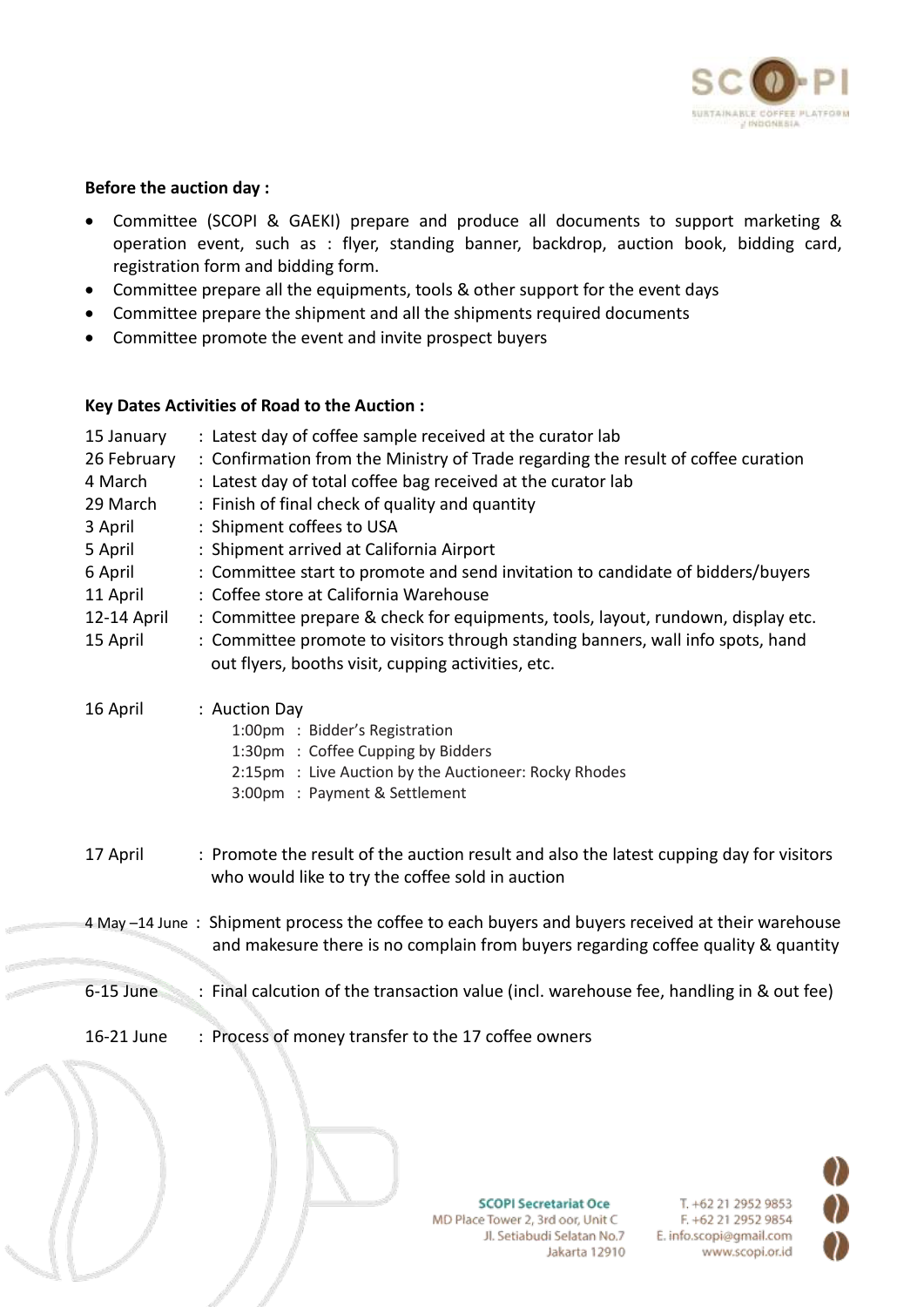**Before the auction day :**

- Committee (SCOPI & GAEKI) prepare and produce all documents to support marketing & operation event, such as : flyer, standing banner, backdrop, auction book, bidding card, registration form and bidding form.
- Committee prepare all the equipments, tools & other support for the event days
- Committee prepare the shipment and all the shipments required documents
- Committee promote the event and invite prospect buyers

**Key Dates Activities of Road to the Auction :**

15 January : Latest day of coffee sample received at the curator lab
26 February : Confirmation from the Ministry of Trade regarding the result of coffee curation
4 March : Latest day of total coffee bag received at the curator lab
29 March : Finish of final check of quality and quantity
3 April : Shipment coffees to USA
5 April : Shipment arrived at California Airport
6 April : Committee start to promote and send invitation to candidate of bidders/buyers
11 April : Coffee store at California Warehouse
12-14 April : Committee prepare & check for equipments, tools, layout, rundown, display etc.
15 April : Committee promote to visitors through standing banners, wall info spots, hand out flyers, booths visit, cupping activities, etc.

16 April : Auction Day
- 1:00pm : Bidder's Registration
- 1:30pm : Coffee Cupping by Bidders
- 2:15pm : Live Auction by the Auctioneer: Rocky Rhodes
- 3:00pm : Payment & Settlement

17 April : Promote the result of the auction result and also the latest cupping day for visitors who would like to try the coffee sold in auction

4 May –14 June : Shipment process the coffee to each buyers and buyers received at their warehouse and makesure there is no complain from buyers regarding coffee quality & quantity

6-15 June : Final calcution of the transaction value (incl. warehouse fee, handling in & out fee)

16-21 June : Process of money transfer to the 17 coffee owners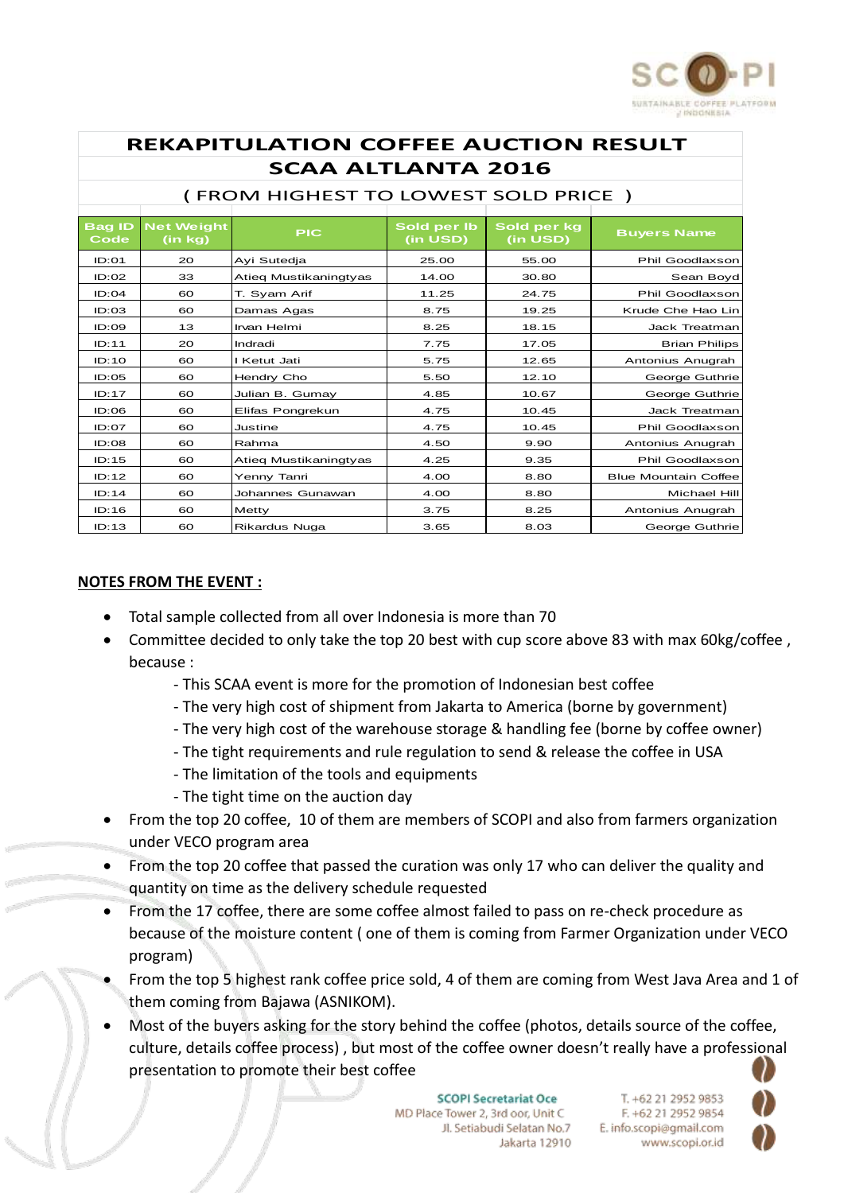# REKAPITULATION COFFEE AUCTION RESULT
## SCAA ALTLANTA 2016

### ( FROM HIGHEST TO LOWEST SOLD PRICE )

| Bag ID Code | Net Weight (in kg) | PIC | Sold per lb (in USD) | Sold per kg (in USD) | Buyers Name |
|---|---|---|---|---|---|
| ID:01 | 20 | Ayi Sutedja | 25.00 | 55.00 | Phil Goodlaxson |
| ID:02 | 33 | Atieq Mustikaningtyas | 14.00 | 30.80 | Sean Boyd |
| ID:04 | 60 | T. Syam Arif | 11.25 | 24.75 | Phil Goodlaxson |
| ID:03 | 60 | Damas Agas | 8.75 | 19.25 | Krude Che Hao Lin |
| ID:09 | 13 | Irvan Helmi | 8.25 | 18.15 | Jack Treatman |
| ID:11 | 20 | Indradi | 7.75 | 17.05 | Brian Philips |
| ID:10 | 60 | I Ketut Jati | 5.75 | 12.65 | Antonius Anugrah |
| ID:05 | 60 | Hendry Cho | 5.50 | 12.10 | George Guthrie |
| ID:17 | 60 | Julian B. Gumay | 4.85 | 10.67 | George Guthrie |
| ID:06 | 60 | Elifas Pongrekun | 4.75 | 10.45 | Jack Treatman |
| ID:07 | 60 | Justine | 4.75 | 10.45 | Phil Goodlaxson |
| ID:08 | 60 | Rahma | 4.50 | 9.90 | Antonius Anugrah |
| ID:15 | 60 | Atieq Mustikaningtyas | 4.25 | 9.35 | Phil Goodlaxson |
| ID:12 | 60 | Yenny Tanri | 4.00 | 8.80 | Blue Mountain Coffee |
| ID:14 | 60 | Johannes Gunawan | 4.00 | 8.80 | Michael Hill |
| ID:16 | 60 | Metty | 3.75 | 8.25 | Antonius Anugrah |
| ID:13 | 60 | Rikardus Nuga | 3.65 | 8.03 | George Guthrie |

**NOTES FROM THE EVENT :**

- Total sample collected from all over Indonesia is more than 70
- Committee decided to only take the top 20 best with cup score above 83 with max 60kg/coffee , because :
  - This SCAA event is more for the promotion of Indonesian best coffee
  - The very high cost of shipment from Jakarta to America (borne by government)
  - The very high cost of the warehouse storage & handling fee (borne by coffee owner)
  - The tight requirements and rule regulation to send & release the coffee in USA
  - The limitation of the tools and equipments
  - The tight time on the auction day
- From the top 20 coffee, 10 of them are members of SCOPI and also from farmers organization under VECO program area
- From the top 20 coffee that passed the curation was only 17 who can deliver the quality and quantity on time as the delivery schedule requested
- From the 17 coffee, there are some coffee almost failed to pass on re-check procedure as because of the moisture content ( one of them is coming from Farmer Organization under VECO program)
- From the top 5 highest rank coffee price sold, 4 of them are coming from West Java Area and 1 of them coming from Bajawa (ASNIKOM).
- Most of the buyers asking for the story behind the coffee (photos, details source of the coffee, culture, details coffee process) , but most of the coffee owner doesn't really have a professional presentation to promote their best coffee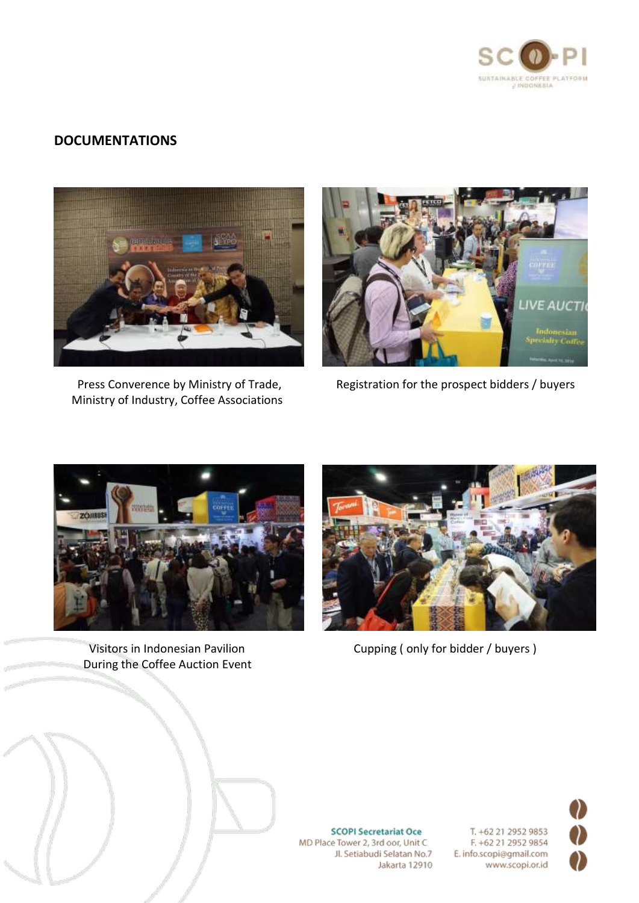## DOCUMENTATIONS

Press Converence by Ministry of Trade, Ministry of Industry, Coffee Associations

Registration for the prospect bidders / buyers

Visitors in Indonesian Pavilion During the Coffee Auction Event

Cupping ( only for bidder / buyers )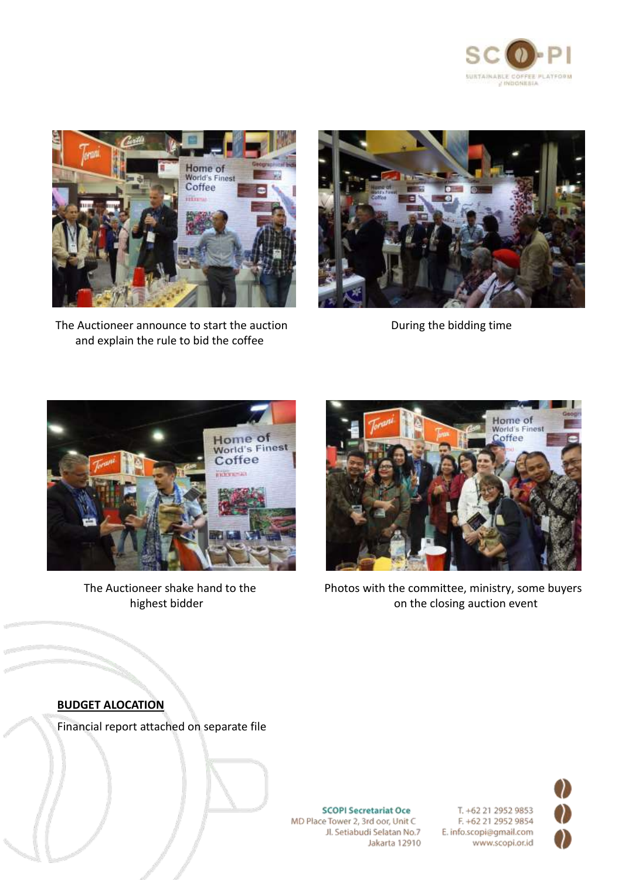The Auctioneer announce to start the auction and explain the rule to bid the coffee

During the bidding time

The Auctioneer shake hand to the highest bidder

Photos with the committee, ministry, some buyers on the closing auction event

**BUDGET ALOCATION**

Financial report attached on separate file